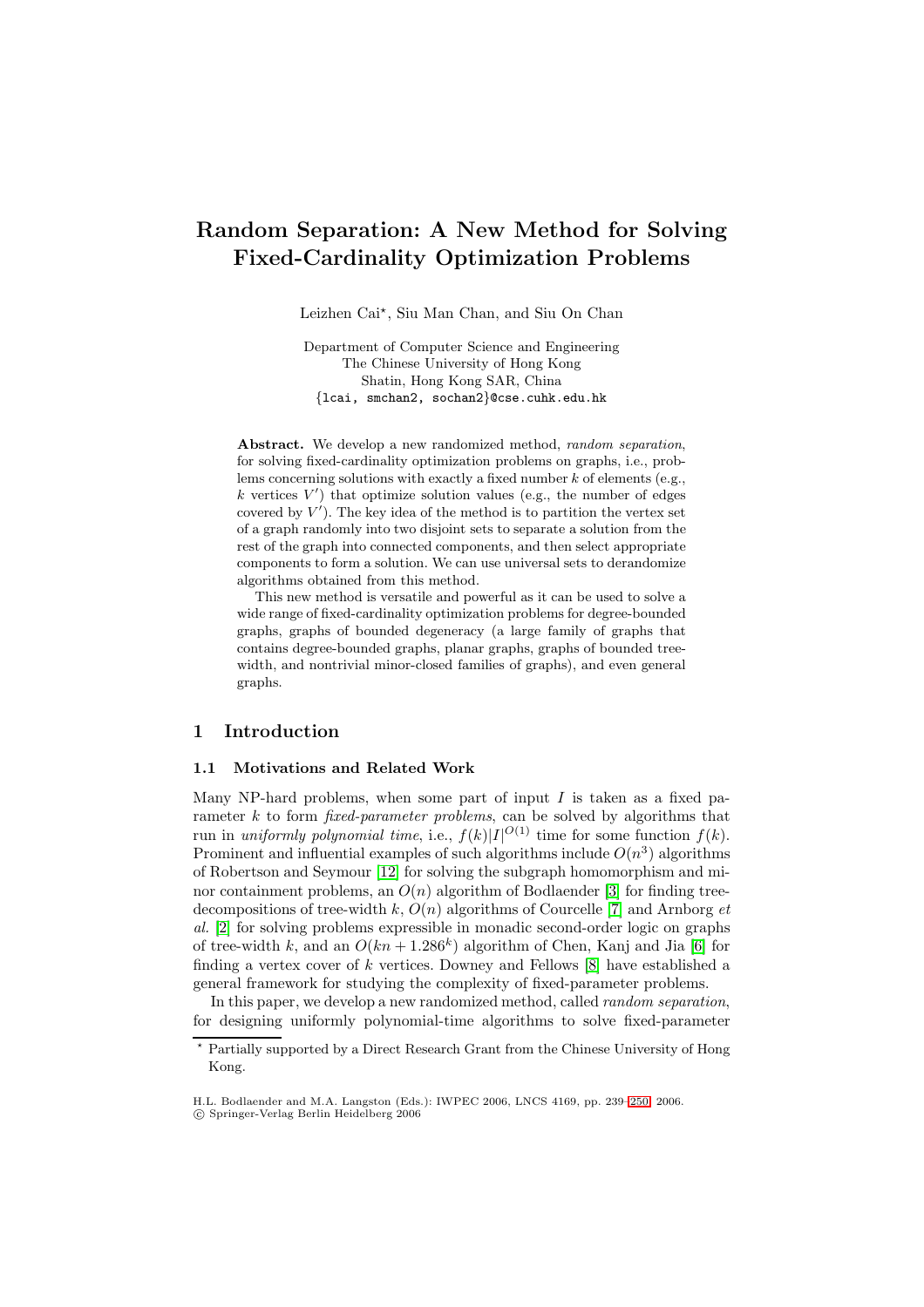# Random Separation: A New Method for Solving Fixed-Cardinality Optimization Problems

Leizhen Cai*, Siu Man Chan, and Siu On Chan

Department of Computer Science and Engineering
The Chinese University of Hong Kong
Shatin, Hong Kong SAR, China
{lcai, smchan2, sochan2}@cse.cuhk.edu.hk

**Abstract.** We develop a new randomized method, *random separation*, for solving fixed-cardinality optimization problems on graphs, i.e., problems concerning solutions with exactly a fixed number $k$ of elements (e.g., $k$ vertices $V'$) that optimize solution values (e.g., the number of edges covered by $V'$). The key idea of the method is to partition the vertex set of a graph randomly into two disjoint sets to separate a solution from the rest of the graph into connected components, and then select appropriate components to form a solution. We can use universal sets to derandomize algorithms obtained from this method.

This new method is versatile and powerful as it can be used to solve a wide range of fixed-cardinality optimization problems for degree-bounded graphs, graphs of bounded degeneracy (a large family of graphs that contains degree-bounded graphs, planar graphs, graphs of bounded tree-width, and nontrivial minor-closed families of graphs), and even general graphs.

## 1 Introduction

### 1.1 Motivations and Related Work

Many NP-hard problems, when some part of input $I$ is taken as a fixed parameter $k$ to form *fixed-parameter problems*, can be solved by algorithms that run in *uniformly polynomial time*, i.e., $f(k)|I|^{O(1)}$ time for some function $f(k)$. Prominent and influential examples of such algorithms include $O(n^3)$ algorithms of Robertson and Seymour [12] for solving the subgraph homomorphism and minor containment problems, an $O(n)$ algorithm of Bodlaender [3] for finding tree-decompositions of tree-width $k$, $O(n)$ algorithms of Courcelle [7] and Arnborg *et al.* [2] for solving problems expressible in monadic second-order logic on graphs of tree-width $k$, and an $O(kn + 1.286^k)$ algorithm of Chen, Kanj and Jia [6] for finding a vertex cover of $k$ vertices. Downey and Fellows [8] have established a general framework for studying the complexity of fixed-parameter problems.

In this paper, we develop a new randomized method, called *random separation*, for designing uniformly polynomial-time algorithms to solve fixed-parameter

* Partially supported by a Direct Research Grant from the Chinese University of Hong Kong.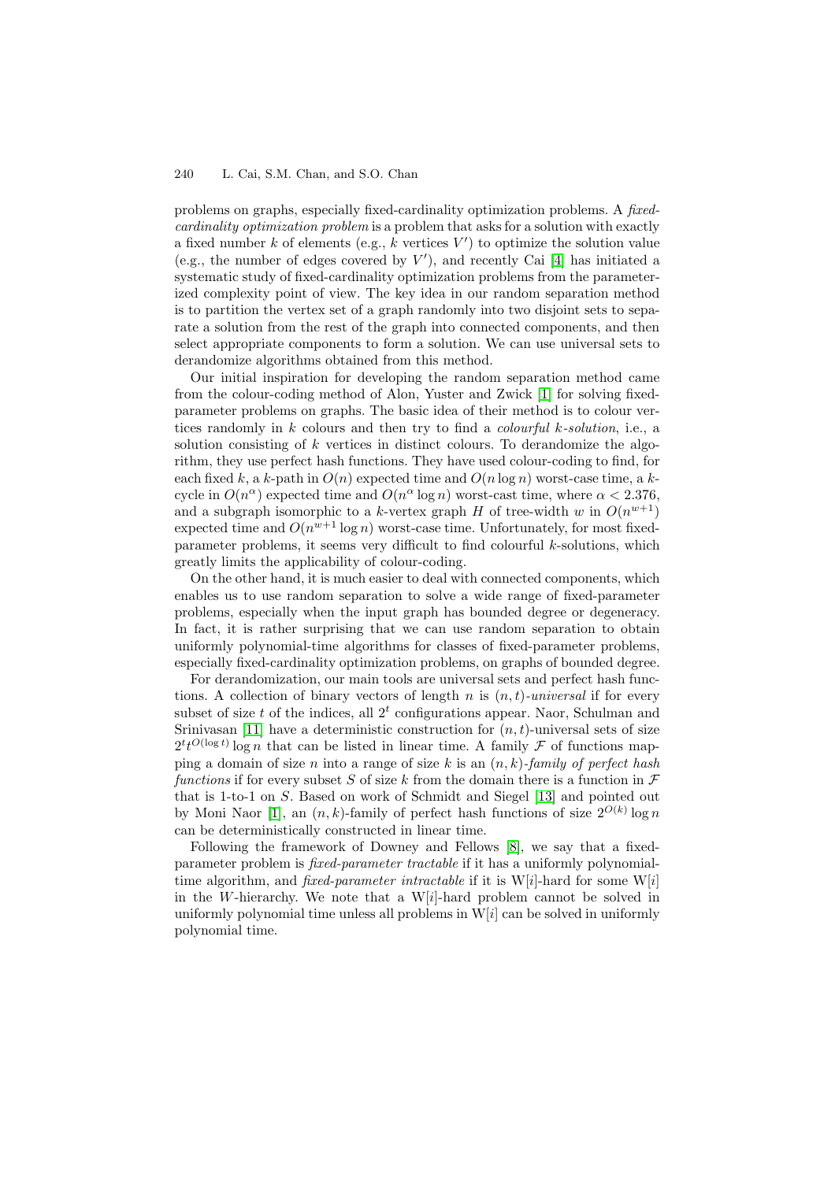problems on graphs, especially fixed-cardinality optimization problems. A *fixed-cardinality optimization problem* is a problem that asks for a solution with exactly a fixed number $k$ of elements (e.g., $k$ vertices $V'$) to optimize the solution value (e.g., the number of edges covered by $V'$), and recently Cai [4] has initiated a systematic study of fixed-cardinality optimization problems from the parameterized complexity point of view. The key idea in our random separation method is to partition the vertex set of a graph randomly into two disjoint sets to separate a solution from the rest of the graph into connected components, and then select appropriate components to form a solution. We can use universal sets to derandomize algorithms obtained from this method.

Our initial inspiration for developing the random separation method came from the colour-coding method of Alon, Yuster and Zwick [1] for solving fixed-parameter problems on graphs. The basic idea of their method is to colour vertices randomly in $k$ colours and then try to find a *colourful $k$-solution*, i.e., a solution consisting of $k$ vertices in distinct colours. To derandomize the algorithm, they use perfect hash functions. They have used colour-coding to find, for each fixed $k$, a $k$-path in $O(n)$ expected time and $O(n \log n)$ worst-case time, a $k$-cycle in $O(n^{\alpha})$ expected time and $O(n^{\alpha} \log n)$ worst-cast time, where $\alpha < 2.376$, and a subgraph isomorphic to a $k$-vertex graph $H$ of tree-width $w$ in $O(n^{w+1})$ expected time and $O(n^{w+1} \log n)$ worst-case time. Unfortunately, for most fixed-parameter problems, it seems very difficult to find colourful $k$-solutions, which greatly limits the applicability of colour-coding.

On the other hand, it is much easier to deal with connected components, which enables us to use random separation to solve a wide range of fixed-parameter problems, especially when the input graph has bounded degree or degeneracy. In fact, it is rather surprising that we can use random separation to obtain uniformly polynomial-time algorithms for classes of fixed-parameter problems, especially fixed-cardinality optimization problems, on graphs of bounded degree.

For derandomization, our main tools are universal sets and perfect hash functions. A collection of binary vectors of length $n$ is *$(n, t)$-universal* if for every subset of size $t$ of the indices, all $2^t$ configurations appear. Naor, Schulman and Srinivasan [11] have a deterministic construction for $(n, t)$-universal sets of size $2^t t^{O(\log t)} \log n$ that can be listed in linear time. A family $\mathcal{F}$ of functions mapping a domain of size $n$ into a range of size $k$ is an *$(n, k)$-family of perfect hash functions* if for every subset $S$ of size $k$ from the domain there is a function in $\mathcal{F}$ that is 1-to-1 on $S$. Based on work of Schmidt and Siegel [13] and pointed out by Moni Naor [1], an $(n, k)$-family of perfect hash functions of size $2^{O(k)} \log n$ can be deterministically constructed in linear time.

Following the framework of Downey and Fellows [8], we say that a fixed-parameter problem is *fixed-parameter tractable* if it has a uniformly polynomial-time algorithm, and *fixed-parameter intractable* if it is W[$i$]-hard for some W[$i$] in the $W$-hierarchy. We note that a W[$i$]-hard problem cannot be solved in uniformly polynomial time unless all problems in W[$i$] can be solved in uniformly polynomial time.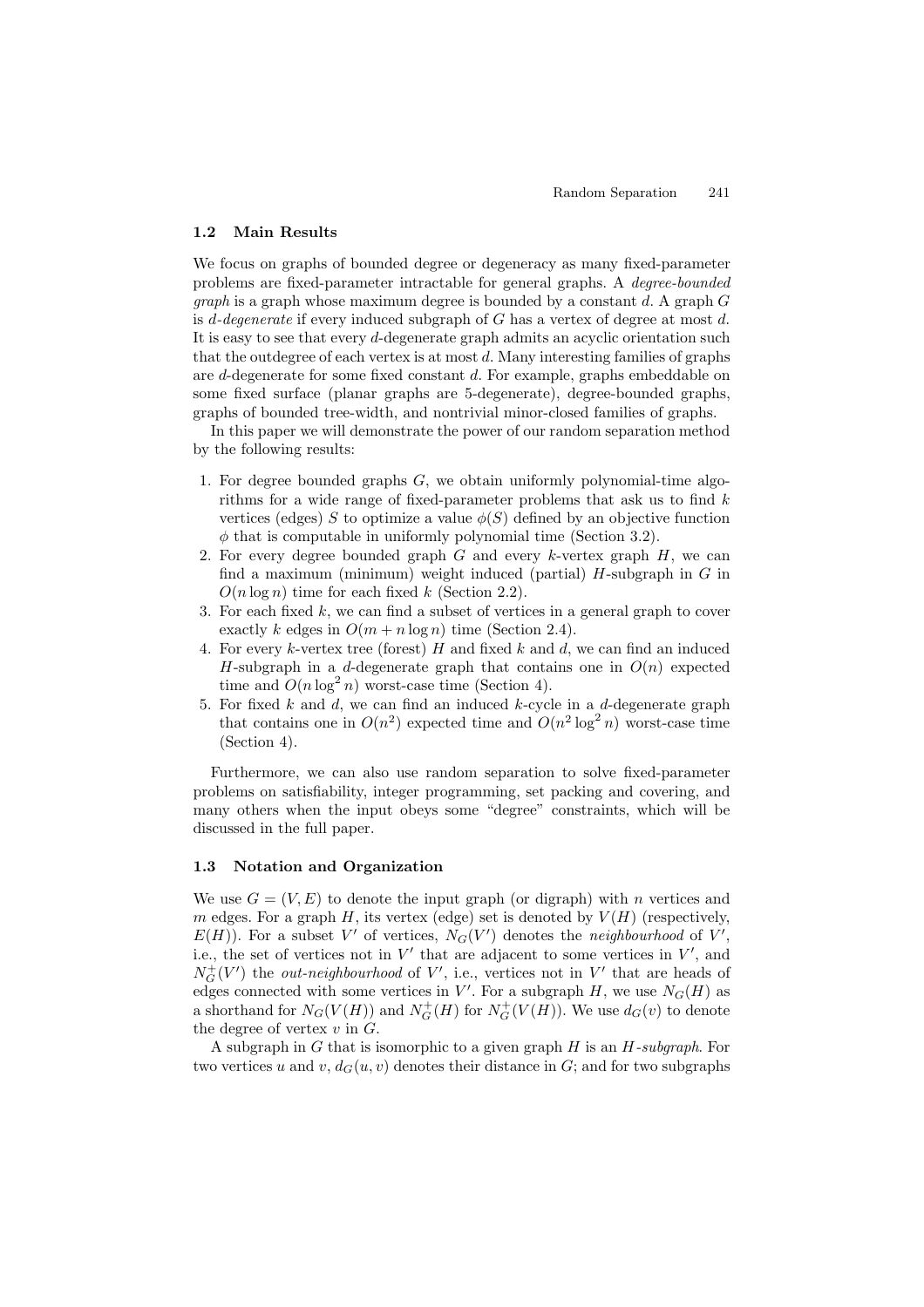### 1.2 Main Results

We focus on graphs of bounded degree or degeneracy as many fixed-parameter problems are fixed-parameter intractable for general graphs. A *degree-bounded graph* is a graph whose maximum degree is bounded by a constant $d$. A graph $G$ is *$d$-degenerate* if every induced subgraph of $G$ has a vertex of degree at most $d$. It is easy to see that every $d$-degenerate graph admits an acyclic orientation such that the outdegree of each vertex is at most $d$. Many interesting families of graphs are $d$-degenerate for some fixed constant $d$. For example, graphs embeddable on some fixed surface (planar graphs are 5-degenerate), degree-bounded graphs, graphs of bounded tree-width, and nontrivial minor-closed families of graphs.

In this paper we will demonstrate the power of our random separation method by the following results:

1. For degree bounded graphs $G$, we obtain uniformly polynomial-time algorithms for a wide range of fixed-parameter problems that ask us to find $k$ vertices (edges) $S$ to optimize a value $\phi(S)$ defined by an objective function $\phi$ that is computable in uniformly polynomial time (Section 3.2).
2. For every degree bounded graph $G$ and every $k$-vertex graph $H$, we can find a maximum (minimum) weight induced (partial) $H$-subgraph in $G$ in $O(n \log n)$ time for each fixed $k$ (Section 2.2).
3. For each fixed $k$, we can find a subset of vertices in a general graph to cover exactly $k$ edges in $O(m + n \log n)$ time (Section 2.4).
4. For every $k$-vertex tree (forest) $H$ and fixed $k$ and $d$, we can find an induced $H$-subgraph in a $d$-degenerate graph that contains one in $O(n)$ expected time and $O(n \log^2 n)$ worst-case time (Section 4).
5. For fixed $k$ and $d$, we can find an induced $k$-cycle in a $d$-degenerate graph that contains one in $O(n^2)$ expected time and $O(n^2 \log^2 n)$ worst-case time (Section 4).

Furthermore, we can also use random separation to solve fixed-parameter problems on satisfiability, integer programming, set packing and covering, and many others when the input obeys some "degree" constraints, which will be discussed in the full paper.

### 1.3 Notation and Organization

We use $G = (V, E)$ to denote the input graph (or digraph) with $n$ vertices and $m$ edges. For a graph $H$, its vertex (edge) set is denoted by $V(H)$ (respectively, $E(H)$). For a subset $V'$ of vertices, $N_G(V')$ denotes the *neighbourhood* of $V'$, i.e., the set of vertices not in $V'$ that are adjacent to some vertices in $V'$, and $N_G^+(V')$ the *out-neighbourhood* of $V'$, i.e., vertices not in $V'$ that are heads of edges connected with some vertices in $V'$. For a subgraph $H$, we use $N_G(H)$ as a shorthand for $N_G(V(H))$ and $N_G^+(H)$ for $N_G^+(V(H))$. We use $d_G(v)$ to denote the degree of vertex $v$ in $G$.

A subgraph in $G$ that is isomorphic to a given graph $H$ is an *$H$-subgraph*. For two vertices $u$ and $v$, $d_G(u, v)$ denotes their distance in $G$; and for two subgraphs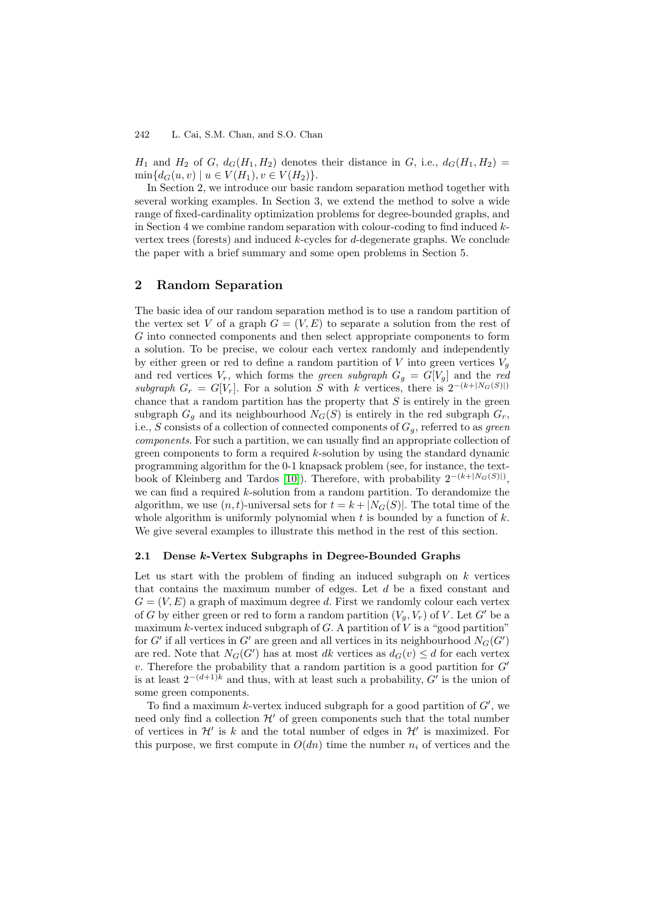$H_1$ and $H_2$ of $G$, $d_G(H_1, H_2)$ denotes their distance in $G$, i.e., $d_G(H_1, H_2) = \min\{d_G(u, v) \mid u \in V(H_1), v \in V(H_2)\}$.

In Section 2, we introduce our basic random separation method together with several working examples. In Section 3, we extend the method to solve a wide range of fixed-cardinality optimization problems for degree-bounded graphs, and in Section 4 we combine random separation with colour-coding to find induced $k$-vertex trees (forests) and induced $k$-cycles for $d$-degenerate graphs. We conclude the paper with a brief summary and some open problems in Section 5.

## 2 Random Separation

The basic idea of our random separation method is to use a random partition of the vertex set $V$ of a graph $G = (V, E)$ to separate a solution from the rest of $G$ into connected components and then select appropriate components to form a solution. To be precise, we colour each vertex randomly and independently by either green or red to define a random partition of $V$ into green vertices $V_g$ and red vertices $V_r$, which forms the *green subgraph* $G_g = G[V_g]$ and the *red subgraph* $G_r = G[V_r]$. For a solution $S$ with $k$ vertices, there is $2^{-(k+|N_G(S)|)}$ chance that a random partition has the property that $S$ is entirely in the green subgraph $G_g$ and its neighbourhood $N_G(S)$ is entirely in the red subgraph $G_r$, i.e., $S$ consists of a collection of connected components of $G_g$, referred to as *green components*. For such a partition, we can usually find an appropriate collection of green components to form a required $k$-solution by using the standard dynamic programming algorithm for the 0-1 knapsack problem (see, for instance, the textbook of Kleinberg and Tardos [10]). Therefore, with probability $2^{-(k+|N_G(S)|)}$, we can find a required $k$-solution from a random partition. To derandomize the algorithm, we use $(n,t)$-universal sets for $t = k + |N_G(S)|$. The total time of the whole algorithm is uniformly polynomial when $t$ is bounded by a function of $k$. We give several examples to illustrate this method in the rest of this section.

### 2.1 Dense *k*-Vertex Subgraphs in Degree-Bounded Graphs

Let us start with the problem of finding an induced subgraph on $k$ vertices that contains the maximum number of edges. Let $d$ be a fixed constant and $G = (V, E)$ a graph of maximum degree $d$. First we randomly colour each vertex of $G$ by either green or red to form a random partition $(V_g, V_r)$ of $V$. Let $G'$ be a maximum $k$-vertex induced subgraph of $G$. A partition of $V$ is a "good partition" for $G'$ if all vertices in $G'$ are green and all vertices in its neighbourhood $N_G(G')$ are red. Note that $N_G(G')$ has at most $dk$ vertices as $d_G(v) \le d$ for each vertex $v$. Therefore the probability that a random partition is a good partition for $G'$ is at least $2^{-(d+1)k}$ and thus, with at least such a probability, $G'$ is the union of some green components.

To find a maximum $k$-vertex induced subgraph for a good partition of $G'$, we need only find a collection $\mathcal{H}'$ of green components such that the total number of vertices in $\mathcal{H}'$ is $k$ and the total number of edges in $\mathcal{H}'$ is maximized. For this purpose, we first compute in $O(dn)$ time the number $n_i$ of vertices and the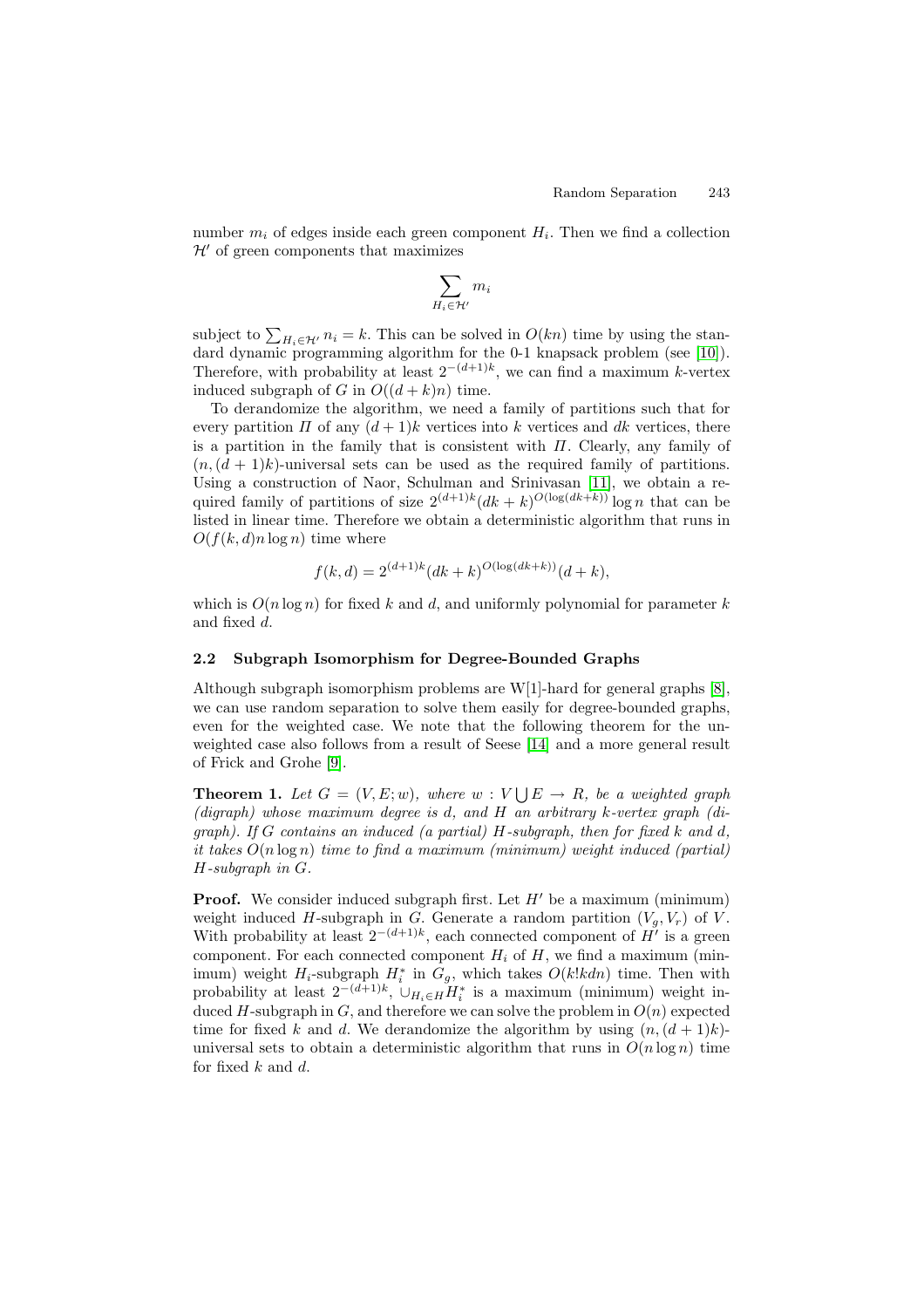number $m_i$ of edges inside each green component $H_i$. Then we find a collection $\mathcal{H}'$ of green components that maximizes

$$\sum_{H_i \in \mathcal{H}'} m_i$$

subject to $\sum_{H_i \in \mathcal{H}'} n_i = k$. This can be solved in $O(kn)$ time by using the standard dynamic programming algorithm for the 0-1 knapsack problem (see [10]). Therefore, with probability at least $2^{-(d+1)k}$, we can find a maximum $k$-vertex induced subgraph of $G$ in $O((d+k)n)$ time.

To derandomize the algorithm, we need a family of partitions such that for every partition $\Pi$ of any $(d+1)k$ vertices into $k$ vertices and $dk$ vertices, there is a partition in the family that is consistent with $\Pi$. Clearly, any family of $(n, (d+1)k)$-universal sets can be used as the required family of partitions. Using a construction of Naor, Schulman and Srinivasan [11], we obtain a required family of partitions of size $2^{(d+1)k}(dk+k)^{O(\log(dk+k))} \log n$ that can be listed in linear time. Therefore we obtain a deterministic algorithm that runs in $O(f(k,d)n \log n)$ time where

$$f(k,d) = 2^{(d+1)k}(dk+k)^{O(\log(dk+k))}(d+k),$$

which is $O(n \log n)$ for fixed $k$ and $d$, and uniformly polynomial for parameter $k$ and fixed $d$.

### 2.2 Subgraph Isomorphism for Degree-Bounded Graphs

Although subgraph isomorphism problems are W[1]-hard for general graphs [8], we can use random separation to solve them easily for degree-bounded graphs, even for the weighted case. We note that the following theorem for the unweighted case also follows from a result of Seese [14] and a more general result of Frick and Grohe [9].

**Theorem 1.** *Let $G = (V, E; w)$, where $w : V \bigcup E \to R$, be a weighted graph (digraph) whose maximum degree is $d$, and $H$ an arbitrary $k$-vertex graph (digraph). If $G$ contains an induced (a partial) $H$-subgraph, then for fixed $k$ and $d$, it takes $O(n \log n)$ time to find a maximum (minimum) weight induced (partial) $H$-subgraph in $G$.*

**Proof.** We consider induced subgraph first. Let $H'$ be a maximum (minimum) weight induced $H$-subgraph in $G$. Generate a random partition $(V_g, V_r)$ of $V$. With probability at least $2^{-(d+1)k}$, each connected component of $H'$ is a green component. For each connected component $H_i$ of $H$, we find a maximum (minimum) weight $H_i$-subgraph $H_i^*$ in $G_g$, which takes $O(k!kdn)$ time. Then with probability at least $2^{-(d+1)k}$, $\cup_{H_i \in H} H_i^*$ is a maximum (minimum) weight induced $H$-subgraph in $G$, and therefore we can solve the problem in $O(n)$ expected time for fixed $k$ and $d$. We derandomize the algorithm by using $(n, (d+1)k)$-universal sets to obtain a deterministic algorithm that runs in $O(n \log n)$ time for fixed $k$ and $d$.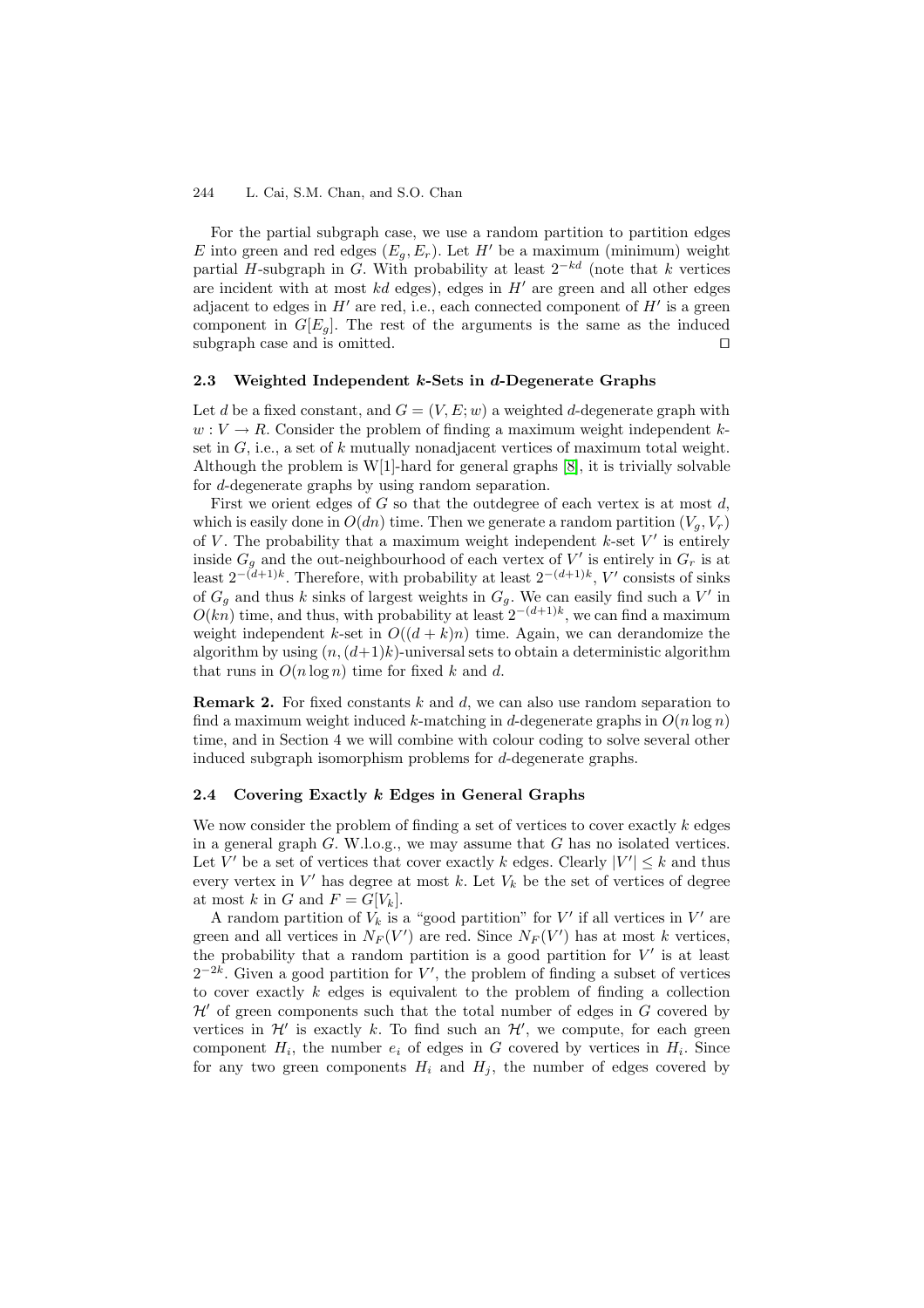For the partial subgraph case, we use a random partition to partition edges $E$ into green and red edges $(E_g, E_r)$. Let $H'$ be a maximum (minimum) weight partial $H$-subgraph in $G$. With probability at least $2^{-kd}$ (note that $k$ vertices are incident with at most $kd$ edges), edges in $H'$ are green and all other edges adjacent to edges in $H'$ are red, i.e., each connected component of $H'$ is a green component in $G[E_g]$. The rest of the arguments is the same as the induced subgraph case and is omitted. □

### 2.3 Weighted Independent *k*-Sets in *d*-Degenerate Graphs

Let $d$ be a fixed constant, and $G = (V, E; w)$ a weighted $d$-degenerate graph with $w : V \to R$. Consider the problem of finding a maximum weight independent $k$-set in $G$, i.e., a set of $k$ mutually nonadjacent vertices of maximum total weight. Although the problem is W[1]-hard for general graphs [8], it is trivially solvable for $d$-degenerate graphs by using random separation.

First we orient edges of $G$ so that the outdegree of each vertex is at most $d$, which is easily done in $O(dn)$ time. Then we generate a random partition $(V_g, V_r)$ of $V$. The probability that a maximum weight independent $k$-set $V'$ is entirely inside $G_g$ and the out-neighbourhood of each vertex of $V'$ is entirely in $G_r$ is at least $2^{-(d+1)k}$. Therefore, with probability at least $2^{-(d+1)k}$, $V'$ consists of sinks of $G_g$ and thus $k$ sinks of largest weights in $G_g$. We can easily find such a $V'$ in $O(kn)$ time, and thus, with probability at least $2^{-(d+1)k}$, we can find a maximum weight independent $k$-set in $O((d + k)n)$ time. Again, we can derandomize the algorithm by using $(n, (d+1)k)$-universal sets to obtain a deterministic algorithm that runs in $O(n \log n)$ time for fixed $k$ and $d$.

**Remark 2.** For fixed constants $k$ and $d$, we can also use random separation to find a maximum weight induced $k$-matching in $d$-degenerate graphs in $O(n \log n)$ time, and in Section 4 we will combine with colour coding to solve several other induced subgraph isomorphism problems for $d$-degenerate graphs.

### 2.4 Covering Exactly *k* Edges in General Graphs

We now consider the problem of finding a set of vertices to cover exactly $k$ edges in a general graph $G$. W.l.o.g., we may assume that $G$ has no isolated vertices. Let $V'$ be a set of vertices that cover exactly $k$ edges. Clearly $|V'| \leq k$ and thus every vertex in $V'$ has degree at most $k$. Let $V_k$ be the set of vertices of degree at most $k$ in $G$ and $F = G[V_k]$.

A random partition of $V_k$ is a "good partition" for $V'$ if all vertices in $V'$ are green and all vertices in $N_F(V')$ are red. Since $N_F(V')$ has at most $k$ vertices, the probability that a random partition is a good partition for $V'$ is at least $2^{-2k}$. Given a good partition for $V'$, the problem of finding a subset of vertices to cover exactly $k$ edges is equivalent to the problem of finding a collection $\mathcal{H}'$ of green components such that the total number of edges in $G$ covered by vertices in $\mathcal{H}'$ is exactly $k$. To find such an $\mathcal{H}'$, we compute, for each green component $H_i$, the number $e_i$ of edges in $G$ covered by vertices in $H_i$. Since for any two green components $H_i$ and $H_j$, the number of edges covered by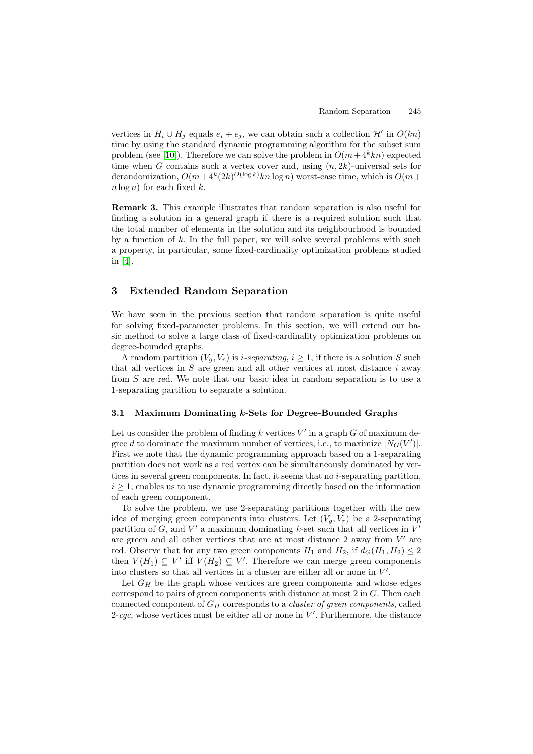vertices in $H_i \cup H_j$ equals $e_i + e_j$, we can obtain such a collection $\mathcal{H}'$ in $O(kn)$ time by using the standard dynamic programming algorithm for the subset sum problem (see [10]). Therefore we can solve the problem in $O(m+4^k kn)$ expected time when $G$ contains such a vertex cover and, using $(n, 2k)$-universal sets for derandomization, $O(m+4^k(2k)^{O(\log k)}kn\log n)$ worst-case time, which is $O(m+n\log n)$ for each fixed $k$.

**Remark 3.** This example illustrates that random separation is also useful for finding a solution in a general graph if there is a required solution such that the total number of elements in the solution and its neighbourhood is bounded by a function of $k$. In the full paper, we will solve several problems with such a property, in particular, some fixed-cardinality optimization problems studied in [4].

## 3 Extended Random Separation

We have seen in the previous section that random separation is quite useful for solving fixed-parameter problems. In this section, we will extend our basic method to solve a large class of fixed-cardinality optimization problems on degree-bounded graphs.

A random partition $(V_g, V_r)$ is *i-separating*, $i \geq 1$, if there is a solution $S$ such that all vertices in $S$ are green and all other vertices at most distance $i$ away from $S$ are red. We note that our basic idea in random separation is to use a 1-separating partition to separate a solution.

### 3.1 Maximum Dominating $k$-Sets for Degree-Bounded Graphs

Let us consider the problem of finding $k$ vertices $V'$ in a graph $G$ of maximum degree $d$ to dominate the maximum number of vertices, i.e., to maximize $|N_G(V')|$. First we note that the dynamic programming approach based on a 1-separating partition does not work as a red vertex can be simultaneously dominated by vertices in several green components. In fact, it seems that no $i$-separating partition, $i \geq 1$, enables us to use dynamic programming directly based on the information of each green component.

To solve the problem, we use 2-separating partitions together with the new idea of merging green components into clusters. Let $(V_g, V_r)$ be a 2-separating partition of $G$, and $V'$ a maximum dominating $k$-set such that all vertices in $V'$ are green and all other vertices that are at most distance 2 away from $V'$ are red. Observe that for any two green components $H_1$ and $H_2$, if $d_G(H_1, H_2) \leq 2$ then $V(H_1) \subseteq V'$ iff $V(H_2) \subseteq V'$. Therefore we can merge green components into clusters so that all vertices in a cluster are either all or none in $V'$.

Let $G_H$ be the graph whose vertices are green components and whose edges correspond to pairs of green components with distance at most 2 in $G$. Then each connected component of $G_H$ corresponds to a *cluster of green components*, called 2-*cgc*, whose vertices must be either all or none in $V'$. Furthermore, the distance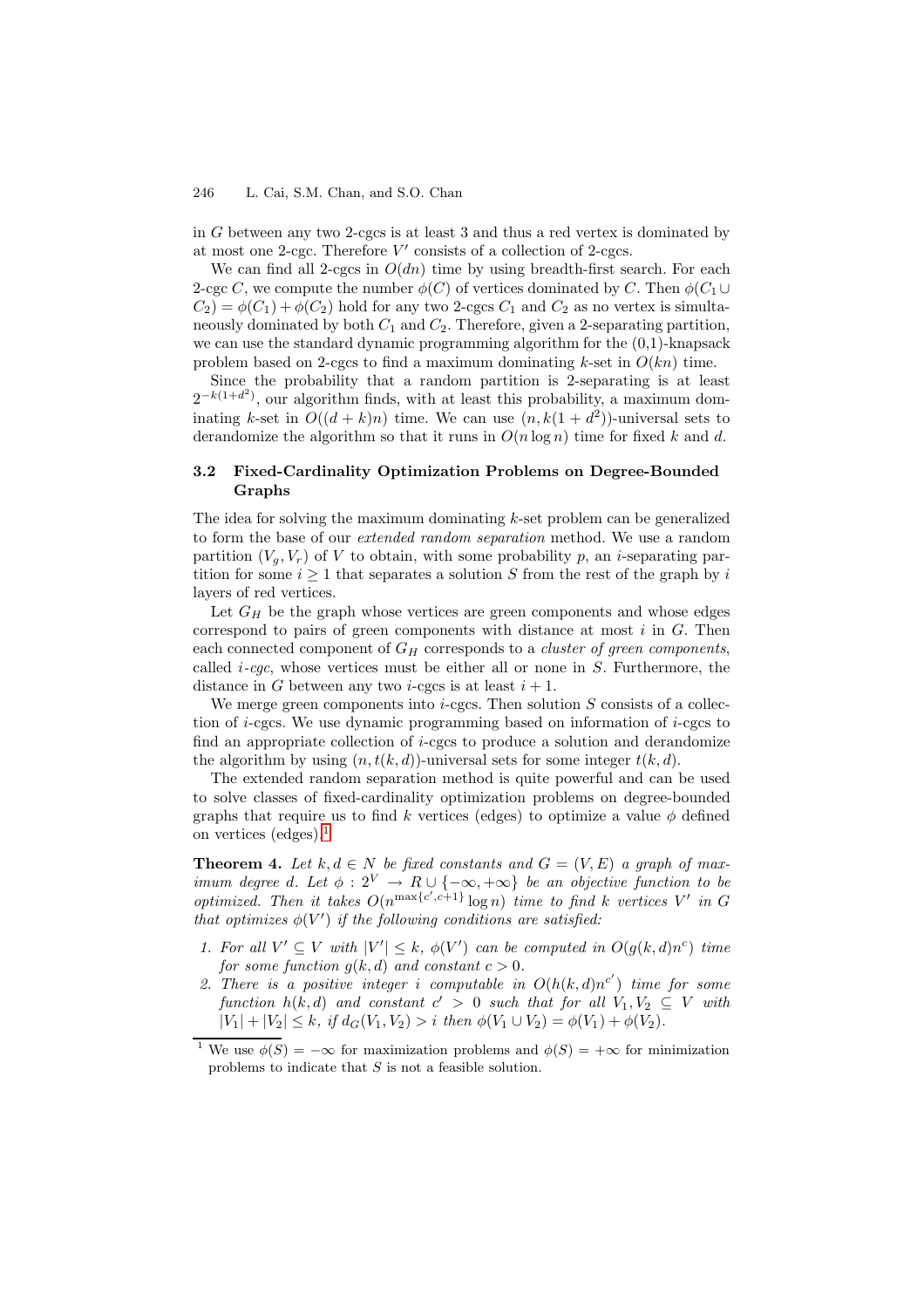in $G$ between any two 2-cgcs is at least 3 and thus a red vertex is dominated by at most one 2-cgc. Therefore $V'$ consists of a collection of 2-cgcs.

We can find all 2-cgcs in $O(dn)$ time by using breadth-first search. For each 2-cgc $C$, we compute the number $\phi(C)$ of vertices dominated by $C$. Then $\phi(C_1 \cup C_2) = \phi(C_1) + \phi(C_2)$ hold for any two 2-cgcs $C_1$ and $C_2$ as no vertex is simultaneously dominated by both $C_1$ and $C_2$. Therefore, given a 2-separating partition, we can use the standard dynamic programming algorithm for the (0,1)-knapsack problem based on 2-cgcs to find a maximum dominating $k$-set in $O(kn)$ time.

Since the probability that a random partition is 2-separating is at least $2^{-k(1+d^2)}$, our algorithm finds, with at least this probability, a maximum dominating $k$-set in $O((d+k)n)$ time. We can use $(n, k(1+d^2))$-universal sets to derandomize the algorithm so that it runs in $O(n \log n)$ time for fixed $k$ and $d$.

### 3.2 Fixed-Cardinality Optimization Problems on Degree-Bounded Graphs

The idea for solving the maximum dominating $k$-set problem can be generalized to form the base of our *extended random separation* method. We use a random partition $(V_g, V_r)$ of $V$ to obtain, with some probability $p$, an $i$-separating partition for some $i \geq 1$ that separates a solution $S$ from the rest of the graph by $i$ layers of red vertices.

Let $G_H$ be the graph whose vertices are green components and whose edges correspond to pairs of green components with distance at most $i$ in $G$. Then each connected component of $G_H$ corresponds to a *cluster of green components*, called *$i$-cgc*, whose vertices must be either all or none in $S$. Furthermore, the distance in $G$ between any two $i$-cgcs is at least $i+1$.

We merge green components into $i$-cgcs. Then solution $S$ consists of a collection of $i$-cgcs. We use dynamic programming based on information of $i$-cgcs to find an appropriate collection of $i$-cgcs to produce a solution and derandomize the algorithm by using $(n, t(k,d))$-universal sets for some integer $t(k,d)$.

The extended random separation method is quite powerful and can be used to solve classes of fixed-cardinality optimization problems on degree-bounded graphs that require us to find $k$ vertices (edges) to optimize a value $\phi$ defined on vertices (edges).[1]

**Theorem 4.** *Let $k, d \in N$ be fixed constants and $G = (V, E)$ a graph of maximum degree $d$. Let $\phi : 2^V \rightarrow R \cup \{-\infty, +\infty\}$ be an objective function to be optimized. Then it takes $O(n^{\max\{c', c+1\}} \log n)$ time to find $k$ vertices $V'$ in $G$ that optimizes $\phi(V')$ if the following conditions are satisfied:*

1. *For all $V' \subseteq V$ with $|V'| \leq k$, $\phi(V')$ can be computed in $O(g(k,d)n^c)$ time for some function $g(k,d)$ and constant $c > 0$.*
2. *There is a positive integer $i$ computable in $O(h(k,d)n^{c'})$ time for some function $h(k,d)$ and constant $c' > 0$ such that for all $V_1, V_2 \subseteq V$ with $|V_1| + |V_2| \leq k$, if $d_G(V_1, V_2) > i$ then $\phi(V_1 \cup V_2) = \phi(V_1) + \phi(V_2)$.*

[1] We use $\phi(S) = -\infty$ for maximization problems and $\phi(S) = +\infty$ for minimization problems to indicate that $S$ is not a feasible solution.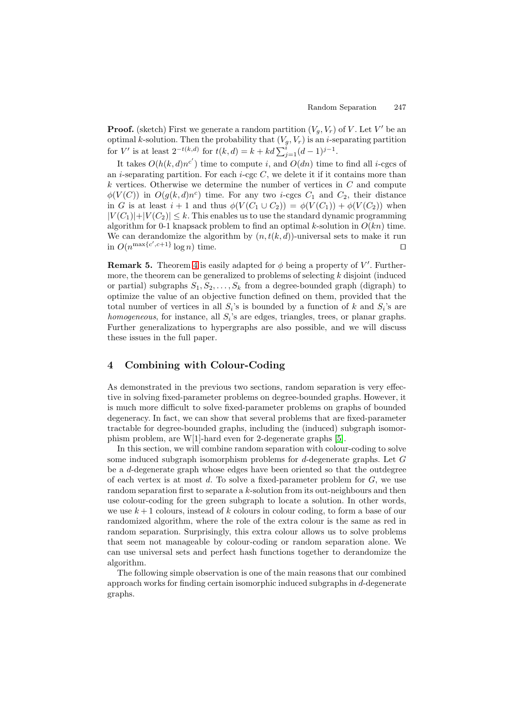**Proof.** (sketch) First we generate a random partition $(V_g, V_r)$ of $V$. Let $V'$ be an optimal $k$-solution. Then the probability that $(V_g, V_r)$ is an $i$-separating partition for $V'$ is at least $2^{-t(k,d)}$ for $t(k,d) = k + kd\sum_{j=1}^{i}(d-1)^{j-1}$.

It takes $O(h(k,d)n^{c'})$ time to compute $i$, and $O(dn)$ time to find all $i$-cgcs of an $i$-separating partition. For each $i$-cgc $C$, we delete it if it contains more than $k$ vertices. Otherwise we determine the number of vertices in $C$ and compute $\phi(V(C))$ in $O(g(k,d)n^c)$ time. For any two $i$-cgcs $C_1$ and $C_2$, their distance in $G$ is at least $i+1$ and thus $\phi(V(C_1 \cup C_2)) = \phi(V(C_1)) + \phi(V(C_2))$ when $|V(C_1)|+|V(C_2)| \leq k$. This enables us to use the standard dynamic programming algorithm for 0-1 knapsack problem to find an optimal $k$-solution in $O(kn)$ time. We can derandomize the algorithm by $(n, t(k,d))$-universal sets to make it run in $O(n^{\max\{c',c+1\}} \log n)$ time. ◻

**Remark 5.** Theorem 4 is easily adapted for $\phi$ being a property of $V'$. Furthermore, the theorem can be generalized to problems of selecting $k$ disjoint (induced or partial) subgraphs $S_1, S_2, \ldots, S_k$ from a degree-bounded graph (digraph) to optimize the value of an objective function defined on them, provided that the total number of vertices in all $S_i$'s is bounded by a function of $k$ and $S_i$'s are *homogeneous*, for instance, all $S_i$'s are edges, triangles, trees, or planar graphs. Further generalizations to hypergraphs are also possible, and we will discuss these issues in the full paper.

## 4 Combining with Colour-Coding

As demonstrated in the previous two sections, random separation is very effective in solving fixed-parameter problems on degree-bounded graphs. However, it is much more difficult to solve fixed-parameter problems on graphs of bounded degeneracy. In fact, we can show that several problems that are fixed-parameter tractable for degree-bounded graphs, including the (induced) subgraph isomorphism problem, are W[1]-hard even for 2-degenerate graphs [5].

In this section, we will combine random separation with colour-coding to solve some induced subgraph isomorphism problems for $d$-degenerate graphs. Let $G$ be a $d$-degenerate graph whose edges have been oriented so that the outdegree of each vertex is at most $d$. To solve a fixed-parameter problem for $G$, we use random separation first to separate a $k$-solution from its out-neighbours and then use colour-coding for the green subgraph to locate a solution. In other words, we use $k+1$ colours, instead of $k$ colours in colour coding, to form a base of our randomized algorithm, where the role of the extra colour is the same as red in random separation. Surprisingly, this extra colour allows us to solve problems that seem not manageable by colour-coding or random separation alone. We can use universal sets and perfect hash functions together to derandomize the algorithm.

The following simple observation is one of the main reasons that our combined approach works for finding certain isomorphic induced subgraphs in $d$-degenerate graphs.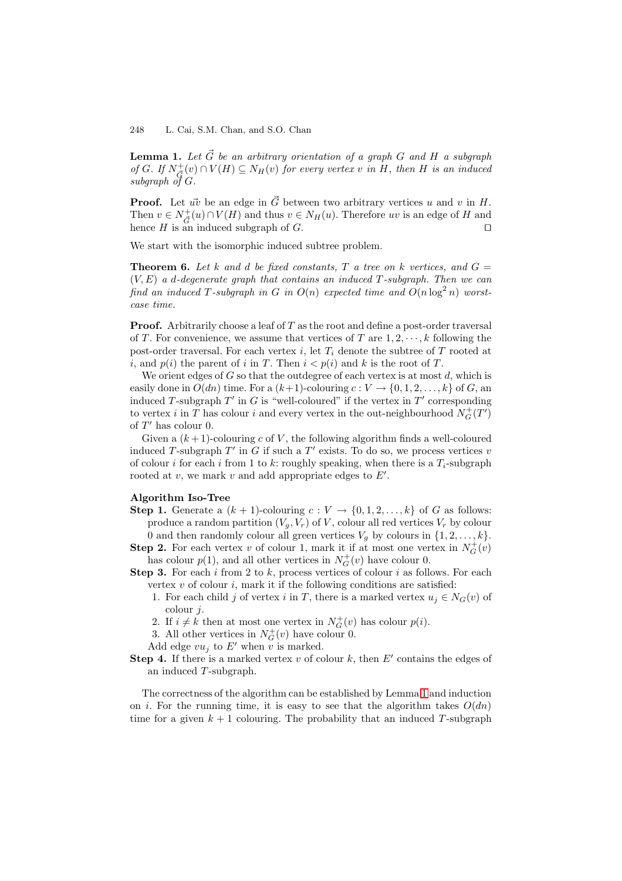**Lemma 1.** *Let $\vec{G}$ be an arbitrary orientation of a graph $G$ and $H$ a subgraph of $G$. If $N^+_{\vec{G}}(v) \cap V(H) \subseteq N_H(v)$ for every vertex $v$ in $H$, then $H$ is an induced subgraph of $G$.*

**Proof.** Let $\vec{uv}$ be an edge in $\vec{G}$ between two arbitrary vertices $u$ and $v$ in $H$. Then $v \in N^+_{\vec{G}}(u) \cap V(H)$ and thus $v \in N_H(u)$. Therefore $uv$ is an edge of $H$ and hence $H$ is an induced subgraph of $G$. ◻

We start with the isomorphic induced subtree problem.

**Theorem 6.** *Let $k$ and $d$ be fixed constants, $T$ a tree on $k$ vertices, and $G = (V, E)$ a $d$-degenerate graph that contains an induced $T$-subgraph. Then we can find an induced $T$-subgraph in $G$ in $O(n)$ expected time and $O(n \log^2 n)$ worst-case time.*

**Proof.** Arbitrarily choose a leaf of $T$ as the root and define a post-order traversal of $T$. For convenience, we assume that vertices of $T$ are $1, 2, \cdots, k$ following the post-order traversal. For each vertex $i$, let $T_i$ denote the subtree of $T$ rooted at $i$, and $p(i)$ the parent of $i$ in $T$. Then $i < p(i)$ and $k$ is the root of $T$.

We orient edges of $G$ so that the outdegree of each vertex is at most $d$, which is easily done in $O(dn)$ time. For a $(k+1)$-colouring $c : V \to \{0, 1, 2, \ldots, k\}$ of $G$, an induced $T$-subgraph $T'$ in $G$ is "well-coloured" if the vertex in $T'$ corresponding to vertex $i$ in $T$ has colour $i$ and every vertex in the out-neighbourhood $N^+_G(T')$ of $T'$ has colour 0.

Given a $(k+1)$-colouring $c$ of $V$, the following algorithm finds a well-coloured induced $T$-subgraph $T'$ in $G$ if such a $T'$ exists. To do so, we process vertices $v$ of colour $i$ for each $i$ from 1 to $k$: roughly speaking, when there is a $T_i$-subgraph rooted at $v$, we mark $v$ and add appropriate edges to $E'$.

**Algorithm Iso-Tree**

**Step 1.** Generate a $(k+1)$-colouring $c : V \to \{0, 1, 2, \ldots, k\}$ of $G$ as follows: produce a random partition $(V_g, V_r)$ of $V$, colour all red vertices $V_r$ by colour 0 and then randomly colour all green vertices $V_g$ by colours in $\{1, 2, \ldots, k\}$.

**Step 2.** For each vertex $v$ of colour 1, mark it if at most one vertex in $N^+_G(v)$ has colour $p(1)$, and all other vertices in $N^+_G(v)$ have colour 0.

**Step 3.** For each $i$ from 2 to $k$, process vertices of colour $i$ as follows. For each vertex $v$ of colour $i$, mark it if the following conditions are satisfied:

1. For each child $j$ of vertex $i$ in $T$, there is a marked vertex $u_j \in N_G(v)$ of colour $j$.
2. If $i \neq k$ then at most one vertex in $N^+_G(v)$ has colour $p(i)$.
3. All other vertices in $N^+_G(v)$ have colour 0.

Add edge $vu_j$ to $E'$ when $v$ is marked.

**Step 4.** If there is a marked vertex $v$ of colour $k$, then $E'$ contains the edges of an induced $T$-subgraph.

The correctness of the algorithm can be established by Lemma 1 and induction on $i$. For the running time, it is easy to see that the algorithm takes $O(dn)$ time for a given $k + 1$ colouring. The probability that an induced $T$-subgraph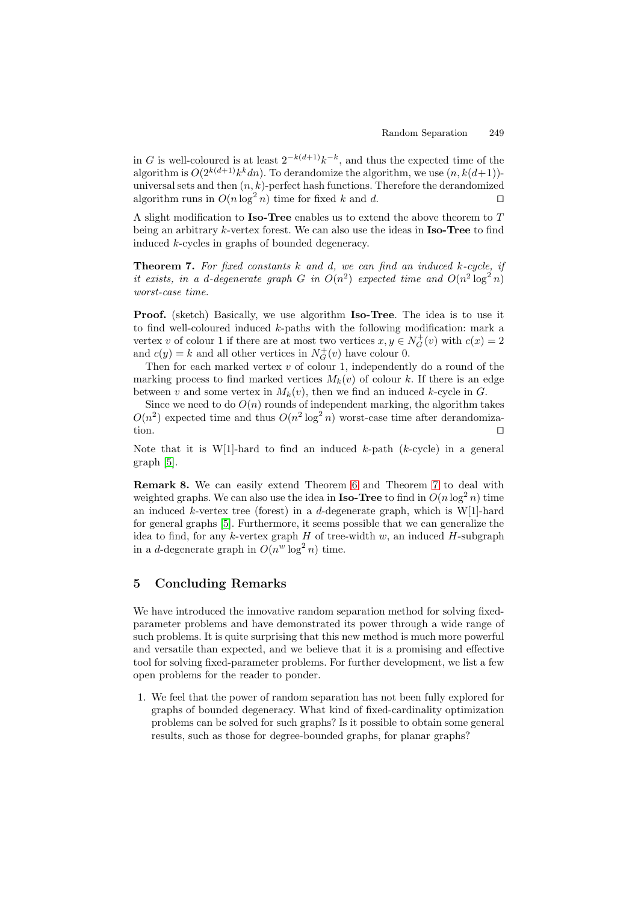in $G$ is well-coloured is at least $2^{-k(d+1)}k^{-k}$, and thus the expected time of the algorithm is $O(2^{k(d+1)}k^k dn)$. To derandomize the algorithm, we use $(n, k(d+1))$-universal sets and then $(n, k)$-perfect hash functions. Therefore the derandomized algorithm runs in $O(n \log^2 n)$ time for fixed $k$ and $d$. ◻

A slight modification to **Iso-Tree** enables us to extend the above theorem to $T$ being an arbitrary $k$-vertex forest. We can also use the ideas in **Iso-Tree** to find induced $k$-cycles in graphs of bounded degeneracy.

**Theorem 7.** *For fixed constants $k$ and $d$, we can find an induced $k$-cycle, if it exists, in a $d$-degenerate graph $G$ in $O(n^2)$ expected time and $O(n^2 \log^2 n)$ worst-case time.*

**Proof.** (sketch) Basically, we use algorithm **Iso-Tree**. The idea is to use it to find well-coloured induced $k$-paths with the following modification: mark a vertex $v$ of colour 1 if there are at most two vertices $x, y \in N_G^+(v)$ with $c(x) = 2$ and $c(y) = k$ and all other vertices in $N_G^+(v)$ have colour 0.

Then for each marked vertex $v$ of colour 1, independently do a round of the marking process to find marked vertices $M_k(v)$ of colour $k$. If there is an edge between $v$ and some vertex in $M_k(v)$, then we find an induced $k$-cycle in $G$.

Since we need to do $O(n)$ rounds of independent marking, the algorithm takes $O(n^2)$ expected time and thus $O(n^2 \log^2 n)$ worst-case time after derandomization. ◻

Note that it is W[1]-hard to find an induced $k$-path ($k$-cycle) in a general graph [5].

**Remark 8.** We can easily extend Theorem 6 and Theorem 7 to deal with weighted graphs. We can also use the idea in **Iso-Tree** to find in $O(n \log^2 n)$ time an induced $k$-vertex tree (forest) in a $d$-degenerate graph, which is W[1]-hard for general graphs [5]. Furthermore, it seems possible that we can generalize the idea to find, for any $k$-vertex graph $H$ of tree-width $w$, an induced $H$-subgraph in a $d$-degenerate graph in $O(n^w \log^2 n)$ time.

## 5 Concluding Remarks

We have introduced the innovative random separation method for solving fixed-parameter problems and have demonstrated its power through a wide range of such problems. It is quite surprising that this new method is much more powerful and versatile than expected, and we believe that it is a promising and effective tool for solving fixed-parameter problems. For further development, we list a few open problems for the reader to ponder.

1. We feel that the power of random separation has not been fully explored for graphs of bounded degeneracy. What kind of fixed-cardinality optimization problems can be solved for such graphs? Is it possible to obtain some general results, such as those for degree-bounded graphs, for planar graphs?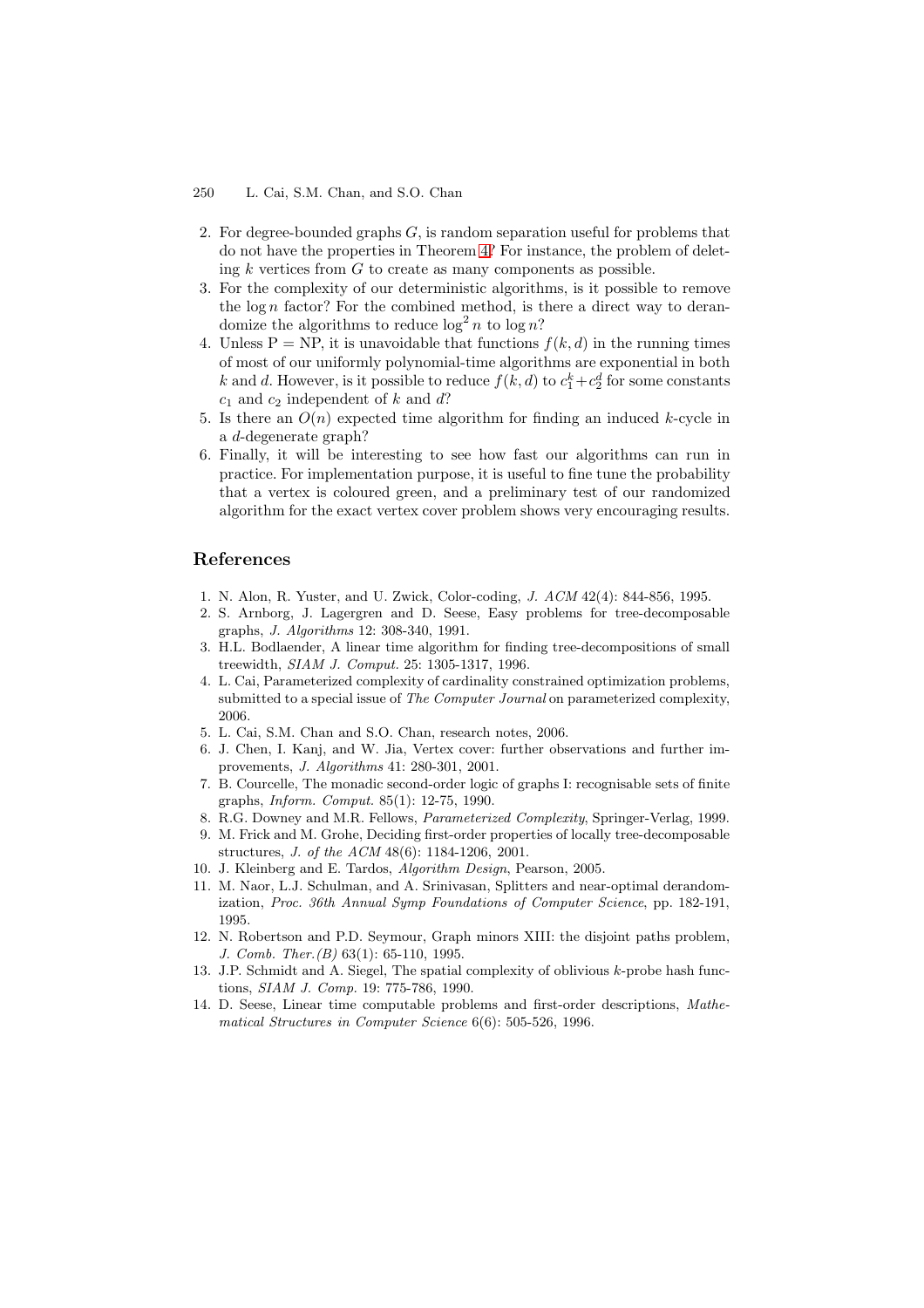2. For degree-bounded graphs $G$, is random separation useful for problems that do not have the properties in Theorem 4? For instance, the problem of deleting $k$ vertices from $G$ to create as many components as possible.
3. For the complexity of our deterministic algorithms, is it possible to remove the $\log n$ factor? For the combined method, is there a direct way to derandomize the algorithms to reduce $\log^2 n$ to $\log n$?
4. Unless P = NP, it is unavoidable that functions $f(k, d)$ in the running times of most of our uniformly polynomial-time algorithms are exponential in both $k$ and $d$. However, is it possible to reduce $f(k, d)$ to $c_1^k + c_2^d$ for some constants $c_1$ and $c_2$ independent of $k$ and $d$?
5. Is there an $O(n)$ expected time algorithm for finding an induced $k$-cycle in a $d$-degenerate graph?
6. Finally, it will be interesting to see how fast our algorithms can run in practice. For implementation purpose, it is useful to fine tune the probability that a vertex is coloured green, and a preliminary test of our randomized algorithm for the exact vertex cover problem shows very encouraging results.

## References

1. N. Alon, R. Yuster, and U. Zwick, Color-coding, *J. ACM* 42(4): 844-856, 1995.
2. S. Arnborg, J. Lagergren and D. Seese, Easy problems for tree-decomposable graphs, *J. Algorithms* 12: 308-340, 1991.
3. H.L. Bodlaender, A linear time algorithm for finding tree-decompositions of small treewidth, *SIAM J. Comput.* 25: 1305-1317, 1996.
4. L. Cai, Parameterized complexity of cardinality constrained optimization problems, submitted to a special issue of *The Computer Journal* on parameterized complexity, 2006.
5. L. Cai, S.M. Chan and S.O. Chan, research notes, 2006.
6. J. Chen, I. Kanj, and W. Jia, Vertex cover: further observations and further improvements, *J. Algorithms* 41: 280-301, 2001.
7. B. Courcelle, The monadic second-order logic of graphs I: recognisable sets of finite graphs, *Inform. Comput.* 85(1): 12-75, 1990.
8. R.G. Downey and M.R. Fellows, *Parameterized Complexity*, Springer-Verlag, 1999.
9. M. Frick and M. Grohe, Deciding first-order properties of locally tree-decomposable structures, *J. of the ACM* 48(6): 1184-1206, 2001.
10. J. Kleinberg and E. Tardos, *Algorithm Design*, Pearson, 2005.
11. M. Naor, L.J. Schulman, and A. Srinivasan, Splitters and near-optimal derandomization, *Proc. 36th Annual Symp Foundations of Computer Science*, pp. 182-191, 1995.
12. N. Robertson and P.D. Seymour, Graph minors XIII: the disjoint paths problem, *J. Comb. Ther.(B)* 63(1): 65-110, 1995.
13. J.P. Schmidt and A. Siegel, The spatial complexity of oblivious $k$-probe hash functions, *SIAM J. Comp.* 19: 775-786, 1990.
14. D. Seese, Linear time computable problems and first-order descriptions, *Mathematical Structures in Computer Science* 6(6): 505-526, 1996.